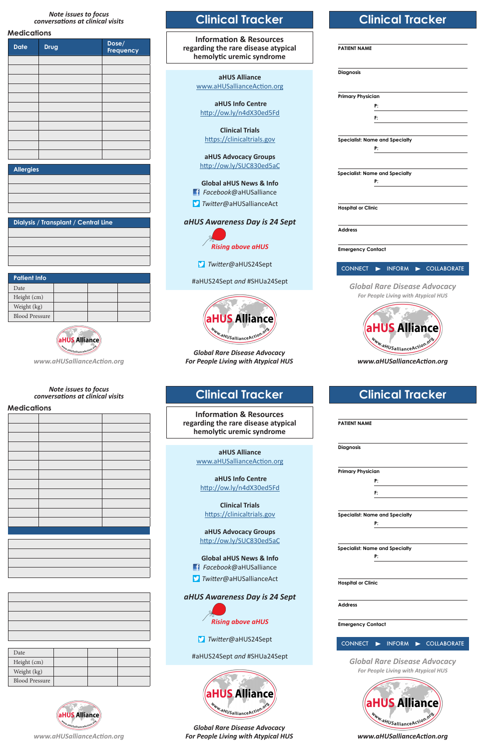*Note issues to focus conversations at clinical visits*

## Medications

| Date | Drug | Dose/ Frequency |
|---|---|---|
| | | |
| | | |
| | | |
| | | |
| | | |
| | | |
| | | |
| | | |
| | | |
| | | |
| | | |

| Allergies |
|---|
| |
| |
| |
| |

| Dialysis / Transplant / Central Line |
|---|
| |
| |
| |
| |

| Patient Info | | | |
|---|---|---|---|
| Date | | | |
| Height (cm) | | | |
| Weight (kg) | | | |
| Blood Pressure | | | |

aHUS Alliance

*www.aHUSallianceAction.org*

# Clinical Tracker

**Information & Resources regarding the rare disease atypical hemolytic uremic syndrome**

**aHUS Alliance**
www.aHUSallianceAction.org

**aHUS Info Centre**
http://ow.ly/n4dX30ed5Fd

**Clinical Trials**
https://clinicaltrials.gov

**aHUS Advocacy Groups**
http://ow.ly/SUC830ed5aC

**Global aHUS News & Info**
*Facebook*@aHUSalliance
*Twitter*@aHUSallianceAct

***aHUS Awareness Day is 24 Sept***

*Rising above aHUS*

*Twitter*@aHUS24Sept

#aHUS24Sept *and* #SHUa24Sept

aHUS Alliance

***Global Rare Disease Advocacy***
***For People Living with Atypical HUS***

# Clinical Tracker

PATIENT NAME

Diagnosis

Primary Physician
P:
F:

Specialist: Name and Specialty
P:

Specialist: Name and Specialty
P:

Hospital or Clinic

Address

Emergency Contact

CONNECT ► INFORM ► COLLABORATE

***Global Rare Disease Advocacy***
*For People Living with Atypical HUS*

aHUS Alliance

***www.aHUSallianceAction.org***

*Note issues to focus conversations at clinical visits*

## Medications

| | | |
|---|---|---|
| | | |
| | | |
| | | |
| | | |
| | | |
| | | |
| | | |
| | | |
| | | |
| | | |
| | | |
| | | |

| |
|---|
| |
| |
| |
| |

| |
|---|
| |
| |
| |
| |
| |

| | | | |
|---|---|---|---|
| Date | | | |
| Height (cm) | | | |
| Weight (kg) | | | |
| Blood Pressure | | | |

aHUS Alliance

*www.aHUSallianceAction.org*

# Clinical Tracker

**Information & Resources regarding the rare disease atypical hemolytic uremic syndrome**

**aHUS Alliance**
www.aHUSallianceAction.org

**aHUS Info Centre**
http://ow.ly/n4dX30ed5Fd

**Clinical Trials**
https://clinicaltrials.gov

**aHUS Advocacy Groups**
http://ow.ly/SUC830ed5aC

**Global aHUS News & Info**
*Facebook*@aHUSalliance
*Twitter*@aHUSallianceAct

***aHUS Awareness Day is 24 Sept***

*Rising above aHUS*

*Twitter*@aHUS24Sept

#aHUS24Sept *and* #SHUa24Sept

aHUS Alliance

***Global Rare Disease Advocacy***
***For People Living with Atypical HUS***

# Clinical Tracker

PATIENT NAME

Diagnosis

Primary Physician
P:
F:

Specialist: Name and Specialty
P:

Specialist: Name and Specialty
P:

Hospital or Clinic

Address

Emergency Contact

CONNECT ► INFORM ► COLLABORATE

***Global Rare Disease Advocacy***
*For People Living with Atypical HUS*

aHUS Alliance

***www.aHUSallianceAction.org***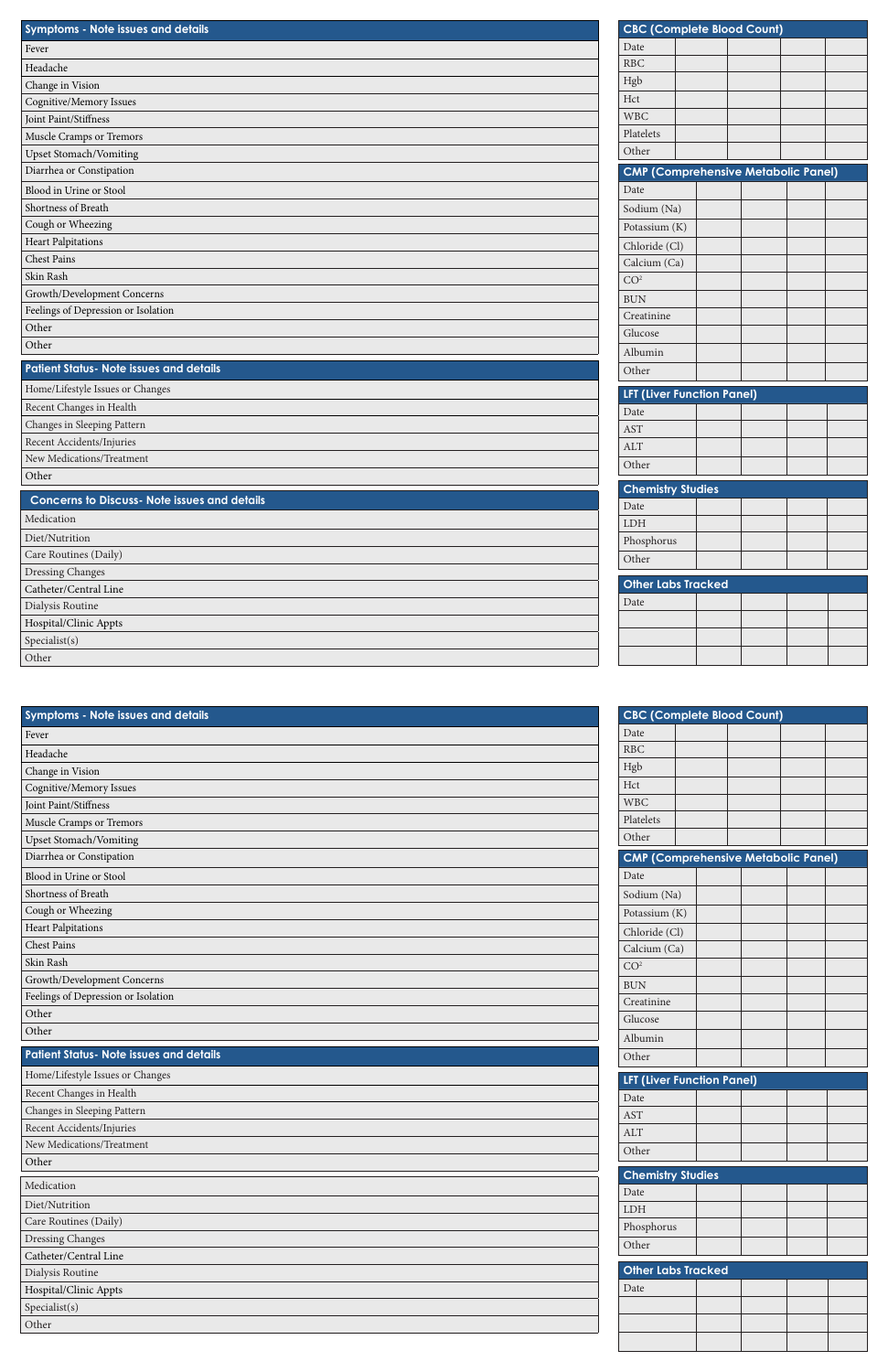| Symptoms - Note issues and details |
| --- |
| Fever |
| Headache |
| Change in Vision |
| Cognitive/Memory Issues |
| Joint Paint/Stiffness |
| Muscle Cramps or Tremors |
| Upset Stomach/Vomiting |
| Diarrhea or Constipation |
| Blood in Urine or Stool |
| Shortness of Breath |
| Cough or Wheezing |
| Heart Palpitations |
| Chest Pains |
| Skin Rash |
| Growth/Development Concerns |
| Feelings of Depression or Isolation |
| Other |
| Other |

| Patient Status- Note issues and details |
| --- |
| Home/Lifestyle Issues or Changes |
| Recent Changes in Health |
| Changes in Sleeping Pattern |
| Recent Accidents/Injuries |
| New Medications/Treatment |
| Other |

| Concerns to Discuss- Note issues and details |
| --- |
| Medication |
| Diet/Nutrition |
| Care Routines (Daily) |
| Dressing Changes |
| Catheter/Central Line |
| Dialysis Routine |
| Hospital/Clinic Appts |
| Specialist(s) |
| Other |

| CBC (Complete Blood Count) | | | | |
| --- | --- | --- | --- | --- |
| Date | | | | |
| RBC | | | | |
| Hgb | | | | |
| Hct | | | | |
| WBC | | | | |
| Platelets | | | | |
| Other | | | | |

| CMP (Comprehensive Metabolic Panel) | | | | |
| --- | --- | --- | --- | --- |
| Date | | | | |
| Sodium (Na) | | | | |
| Potassium (K) | | | | |
| Chloride (Cl) | | | | |
| Calcium (Ca) | | | | |
| $CO^2$ | | | | |
| BUN | | | | |
| Creatinine | | | | |
| Glucose | | | | |
| Albumin | | | | |
| Other | | | | |

| LFT (Liver Function Panel) | | | | |
| --- | --- | --- | --- | --- |
| Date | | | | |
| AST | | | | |
| ALT | | | | |
| Other | | | | |

| Chemistry Studies | | | | |
| --- | --- | --- | --- | --- |
| Date | | | | |
| LDH | | | | |
| Phosphorus | | | | |
| Other | | | | |

| Other Labs Tracked | | | | |
| --- | --- | --- | --- | --- |
| Date | | | | |
| | | | | |
| | | | | |
| | | | | |

| Symptoms - Note issues and details |
| --- |
| Fever |
| Headache |
| Change in Vision |
| Cognitive/Memory Issues |
| Joint Paint/Stiffness |
| Muscle Cramps or Tremors |
| Upset Stomach/Vomiting |
| Diarrhea or Constipation |
| Blood in Urine or Stool |
| Shortness of Breath |
| Cough or Wheezing |
| Heart Palpitations |
| Chest Pains |
| Skin Rash |
| Growth/Development Concerns |
| Feelings of Depression or Isolation |
| Other |
| Other |

| Patient Status- Note issues and details |
| --- |
| Home/Lifestyle Issues or Changes |
| Recent Changes in Health |
| Changes in Sleeping Pattern |
| Recent Accidents/Injuries |
| New Medications/Treatment |
| Other |

| |
| --- |
| Medication |
| Diet/Nutrition |
| Care Routines (Daily) |
| Dressing Changes |
| Catheter/Central Line |
| Dialysis Routine |
| Hospital/Clinic Appts |
| Specialist(s) |
| Other |

| CBC (Complete Blood Count) | | | | |
| --- | --- | --- | --- | --- |
| Date | | | | |
| RBC | | | | |
| Hgb | | | | |
| Hct | | | | |
| WBC | | | | |
| Platelets | | | | |
| Other | | | | |

| CMP (Comprehensive Metabolic Panel) | | | | |
| --- | --- | --- | --- | --- |
| Date | | | | |
| Sodium (Na) | | | | |
| Potassium (K) | | | | |
| Chloride (Cl) | | | | |
| Calcium (Ca) | | | | |
| $CO^2$ | | | | |
| BUN | | | | |
| Creatinine | | | | |
| Glucose | | | | |
| Albumin | | | | |
| Other | | | | |

| LFT (Liver Function Panel) | | | | |
| --- | --- | --- | --- | --- |
| Date | | | | |
| AST | | | | |
| ALT | | | | |
| Other | | | | |

| Chemistry Studies | | | | |
| --- | --- | --- | --- | --- |
| Date | | | | |
| LDH | | | | |
| Phosphorus | | | | |
| Other | | | | |

| Other Labs Tracked | | | | |
| --- | --- | --- | --- | --- |
| Date | | | | |
| | | | | |
| | | | | |
| | | | | |